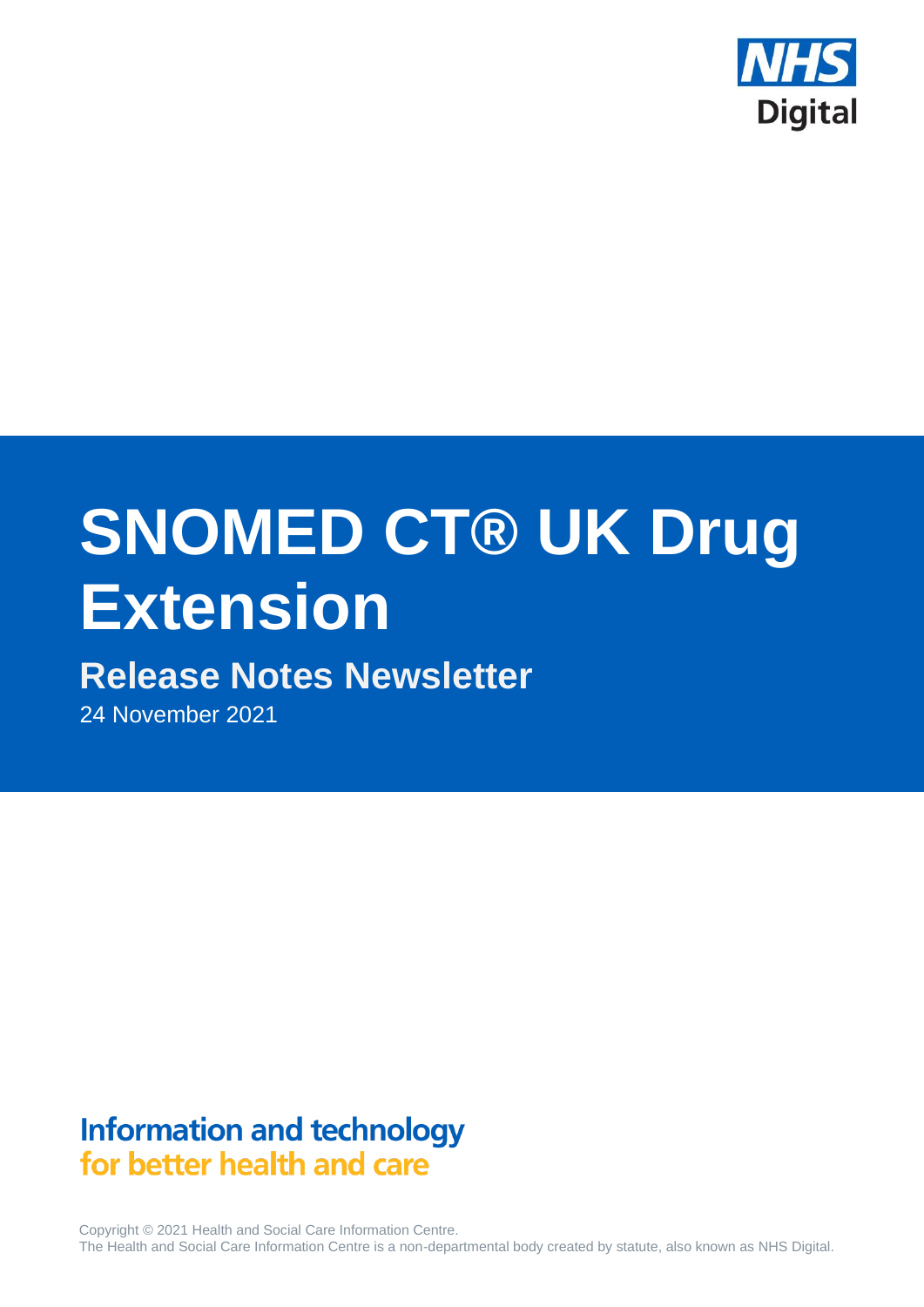NHS Digital

# SNOMED CT® UK Drug Extension

## Release Notes Newsletter

24 November 2021

**Information and technology for better health and care**

Copyright © 2021 Health and Social Care Information Centre.
The Health and Social Care Information Centre is a non-departmental body created by statute, also known as NHS Digital.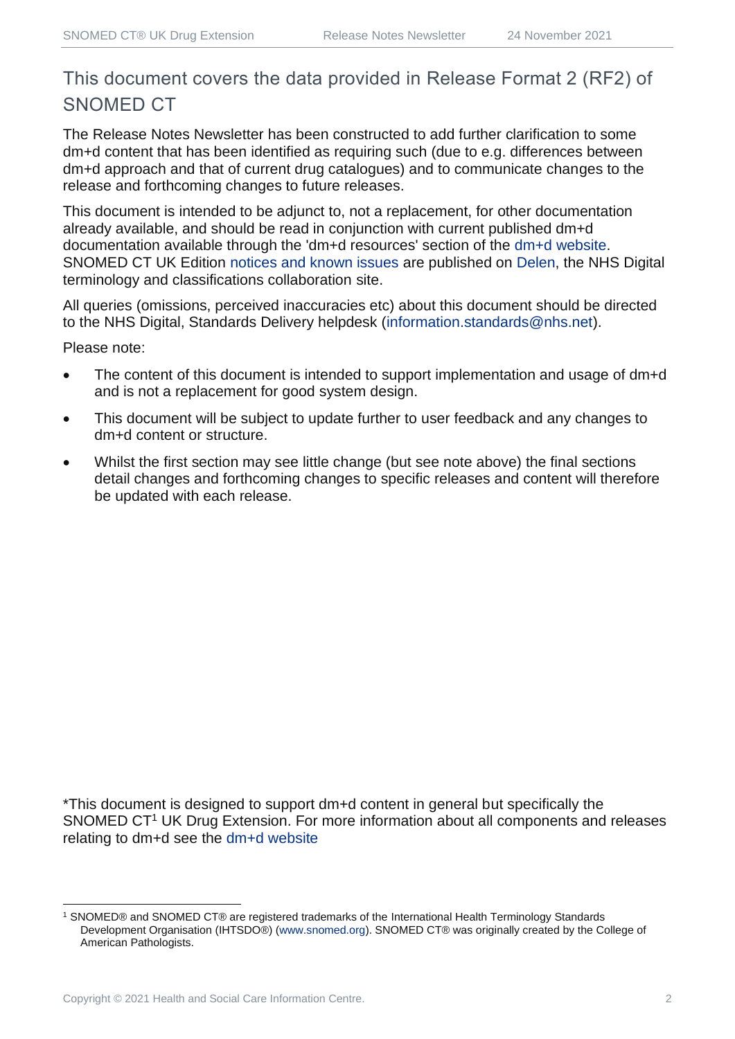## This document covers the data provided in Release Format 2 (RF2) of SNOMED CT

The Release Notes Newsletter has been constructed to add further clarification to some dm+d content that has been identified as requiring such (due to e.g. differences between dm+d approach and that of current drug catalogues) and to communicate changes to the release and forthcoming changes to future releases.

This document is intended to be adjunct to, not a replacement, for other documentation already available, and should be read in conjunction with current published dm+d documentation available through the 'dm+d resources' section of the dm+d website. SNOMED CT UK Edition notices and known issues are published on Delen, the NHS Digital terminology and classifications collaboration site.

All queries (omissions, perceived inaccuracies etc) about this document should be directed to the NHS Digital, Standards Delivery helpdesk (information.standards@nhs.net).

Please note:

- The content of this document is intended to support implementation and usage of dm+d and is not a replacement for good system design.
- This document will be subject to update further to user feedback and any changes to dm+d content or structure.
- Whilst the first section may see little change (but see note above) the final sections detail changes and forthcoming changes to specific releases and content will therefore be updated with each release.

*This document is designed to support dm+d content in general but specifically the SNOMED CT[1] UK Drug Extension. For more information about all components and releases relating to dm+d see the dm+d website

[1] SNOMED® and SNOMED CT® are registered trademarks of the International Health Terminology Standards Development Organisation (IHTSDO®) (www.snomed.org). SNOMED CT® was originally created by the College of American Pathologists.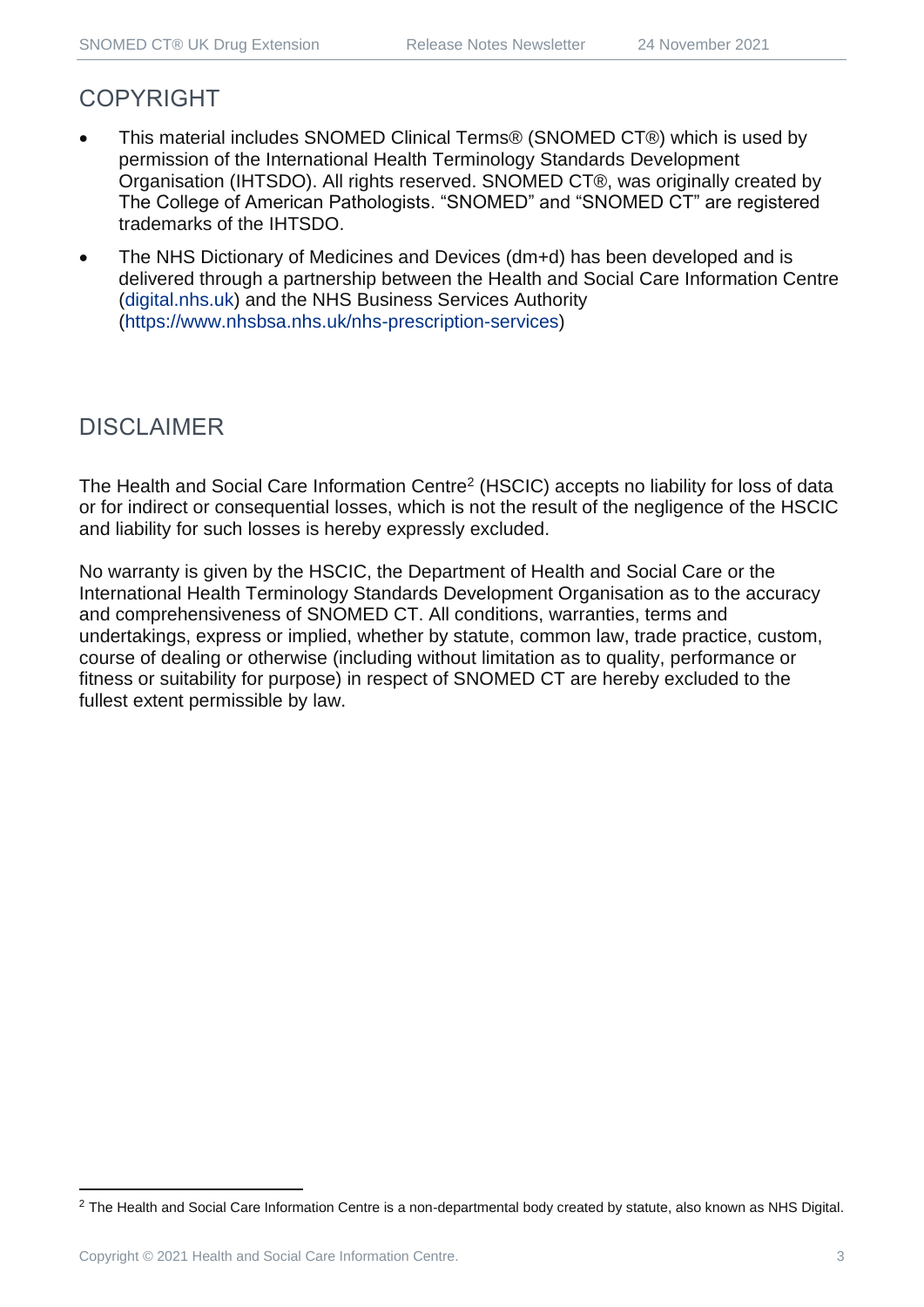## COPYRIGHT

- This material includes SNOMED Clinical Terms® (SNOMED CT®) which is used by permission of the International Health Terminology Standards Development Organisation (IHTSDO). All rights reserved. SNOMED CT®, was originally created by The College of American Pathologists. "SNOMED" and "SNOMED CT" are registered trademarks of the IHTSDO.
- The NHS Dictionary of Medicines and Devices (dm+d) has been developed and is delivered through a partnership between the Health and Social Care Information Centre (digital.nhs.uk) and the NHS Business Services Authority (https://www.nhsbsa.nhs.uk/nhs-prescription-services)

## DISCLAIMER

The Health and Social Care Information Centre[2] (HSCIC) accepts no liability for loss of data or for indirect or consequential losses, which is not the result of the negligence of the HSCIC and liability for such losses is hereby expressly excluded.

No warranty is given by the HSCIC, the Department of Health and Social Care or the International Health Terminology Standards Development Organisation as to the accuracy and comprehensiveness of SNOMED CT. All conditions, warranties, terms and undertakings, express or implied, whether by statute, common law, trade practice, custom, course of dealing or otherwise (including without limitation as to quality, performance or fitness or suitability for purpose) in respect of SNOMED CT are hereby excluded to the fullest extent permissible by law.

[2] The Health and Social Care Information Centre is a non-departmental body created by statute, also known as NHS Digital.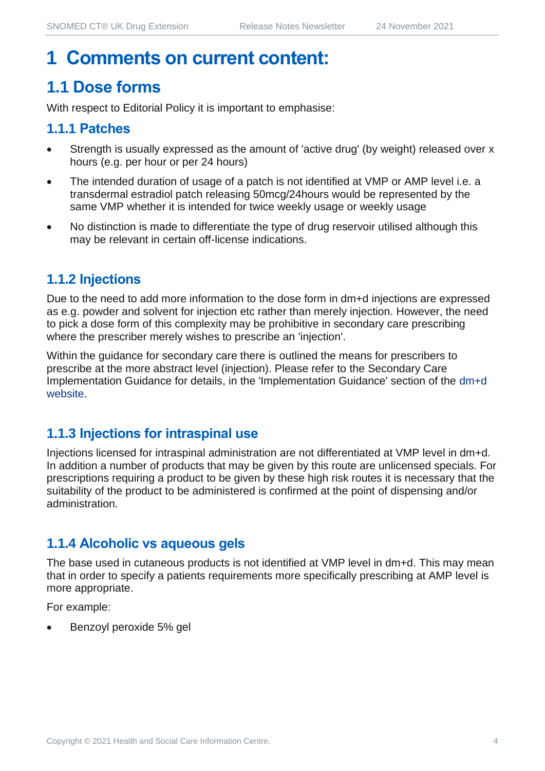# 1 Comments on current content:

## 1.1 Dose forms

With respect to Editorial Policy it is important to emphasise:

### 1.1.1 Patches

- Strength is usually expressed as the amount of 'active drug' (by weight) released over x hours (e.g. per hour or per 24 hours)
- The intended duration of usage of a patch is not identified at VMP or AMP level i.e. a transdermal estradiol patch releasing 50mcg/24hours would be represented by the same VMP whether it is intended for twice weekly usage or weekly usage
- No distinction is made to differentiate the type of drug reservoir utilised although this may be relevant in certain off-license indications.

### 1.1.2 Injections

Due to the need to add more information to the dose form in dm+d injections are expressed as e.g. powder and solvent for injection etc rather than merely injection. However, the need to pick a dose form of this complexity may be prohibitive in secondary care prescribing where the prescriber merely wishes to prescribe an 'injection'.

Within the guidance for secondary care there is outlined the means for prescribers to prescribe at the more abstract level (injection). Please refer to the Secondary Care Implementation Guidance for details, in the 'Implementation Guidance' section of the dm+d website.

### 1.1.3 Injections for intraspinal use

Injections licensed for intraspinal administration are not differentiated at VMP level in dm+d. In addition a number of products that may be given by this route are unlicensed specials. For prescriptions requiring a product to be given by these high risk routes it is necessary that the suitability of the product to be administered is confirmed at the point of dispensing and/or administration.

### 1.1.4 Alcoholic vs aqueous gels

The base used in cutaneous products is not identified at VMP level in dm+d. This may mean that in order to specify a patients requirements more specifically prescribing at AMP level is more appropriate.

For example:

- Benzoyl peroxide 5% gel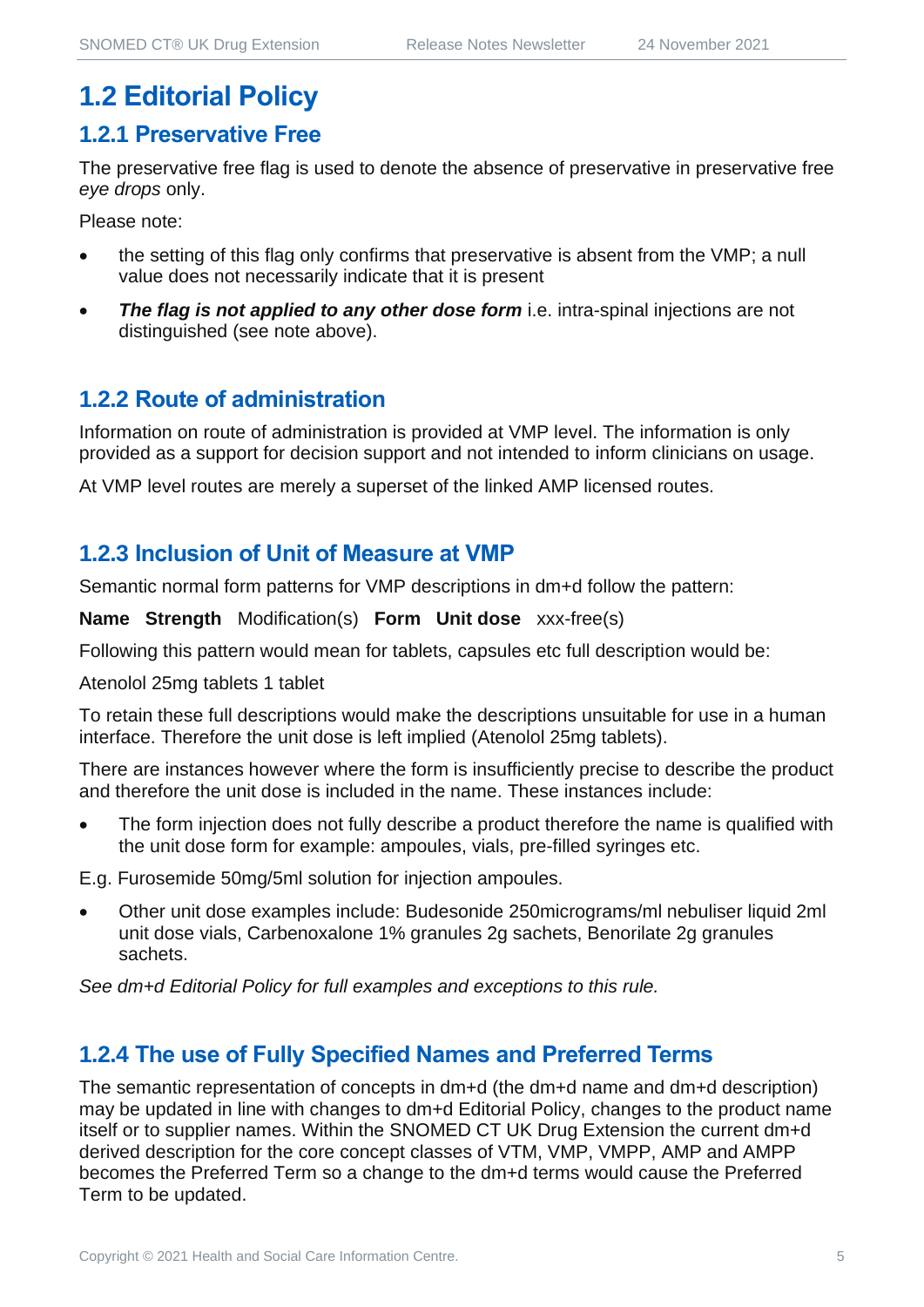## 1.2 Editorial Policy

### 1.2.1 Preservative Free

The preservative free flag is used to denote the absence of preservative in preservative free *eye drops* only.

Please note:

- the setting of this flag only confirms that preservative is absent from the VMP; a null value does not necessarily indicate that it is present
- ***The flag is not applied to any other dose form*** i.e. intra-spinal injections are not distinguished (see note above).

### 1.2.2 Route of administration

Information on route of administration is provided at VMP level. The information is only provided as a support for decision support and not intended to inform clinicians on usage.

At VMP level routes are merely a superset of the linked AMP licensed routes.

### 1.2.3 Inclusion of Unit of Measure at VMP

Semantic normal form patterns for VMP descriptions in dm+d follow the pattern:

**Name Strength** Modification(s) **Form Unit dose** xxx-free(s)

Following this pattern would mean for tablets, capsules etc full description would be:

Atenolol 25mg tablets 1 tablet

To retain these full descriptions would make the descriptions unsuitable for use in a human interface. Therefore the unit dose is left implied (Atenolol 25mg tablets).

There are instances however where the form is insufficiently precise to describe the product and therefore the unit dose is included in the name. These instances include:

- The form injection does not fully describe a product therefore the name is qualified with the unit dose form for example: ampoules, vials, pre-filled syringes etc.

E.g. Furosemide 50mg/5ml solution for injection ampoules.

- Other unit dose examples include: Budesonide 250micrograms/ml nebuliser liquid 2ml unit dose vials, Carbenoxalone 1% granules 2g sachets, Benorilate 2g granules sachets.

*See dm+d Editorial Policy for full examples and exceptions to this rule.*

### 1.2.4 The use of Fully Specified Names and Preferred Terms

The semantic representation of concepts in dm+d (the dm+d name and dm+d description) may be updated in line with changes to dm+d Editorial Policy, changes to the product name itself or to supplier names. Within the SNOMED CT UK Drug Extension the current dm+d derived description for the core concept classes of VTM, VMP, VMPP, AMP and AMPP becomes the Preferred Term so a change to the dm+d terms would cause the Preferred Term to be updated.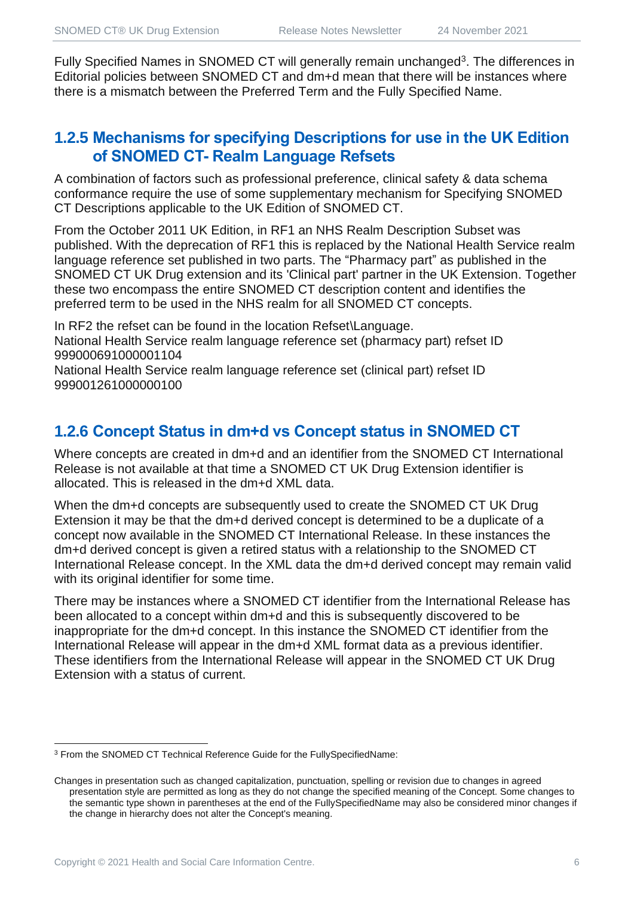Fully Specified Names in SNOMED CT will generally remain unchanged[3]. The differences in Editorial policies between SNOMED CT and dm+d mean that there will be instances where there is a mismatch between the Preferred Term and the Fully Specified Name.

### 1.2.5 Mechanisms for specifying Descriptions for use in the UK Edition of SNOMED CT- Realm Language Refsets

A combination of factors such as professional preference, clinical safety & data schema conformance require the use of some supplementary mechanism for Specifying SNOMED CT Descriptions applicable to the UK Edition of SNOMED CT.

From the October 2011 UK Edition, in RF1 an NHS Realm Description Subset was published. With the deprecation of RF1 this is replaced by the National Health Service realm language reference set published in two parts. The "Pharmacy part" as published in the SNOMED CT UK Drug extension and its 'Clinical part' partner in the UK Extension. Together these two encompass the entire SNOMED CT description content and identifies the preferred term to be used in the NHS realm for all SNOMED CT concepts.

In RF2 the refset can be found in the location Refset\Language.
National Health Service realm language reference set (pharmacy part) refset ID 999000691000001104
National Health Service realm language reference set (clinical part) refset ID 999001261000000100

### 1.2.6 Concept Status in dm+d vs Concept status in SNOMED CT

Where concepts are created in dm+d and an identifier from the SNOMED CT International Release is not available at that time a SNOMED CT UK Drug Extension identifier is allocated. This is released in the dm+d XML data.

When the dm+d concepts are subsequently used to create the SNOMED CT UK Drug Extension it may be that the dm+d derived concept is determined to be a duplicate of a concept now available in the SNOMED CT International Release. In these instances the dm+d derived concept is given a retired status with a relationship to the SNOMED CT International Release concept. In the XML data the dm+d derived concept may remain valid with its original identifier for some time.

There may be instances where a SNOMED CT identifier from the International Release has been allocated to a concept within dm+d and this is subsequently discovered to be inappropriate for the dm+d concept. In this instance the SNOMED CT identifier from the International Release will appear in the dm+d XML format data as a previous identifier. These identifiers from the International Release will appear in the SNOMED CT UK Drug Extension with a status of current.

---

[3] From the SNOMED CT Technical Reference Guide for the FullySpecifiedName:

Changes in presentation such as changed capitalization, punctuation, spelling or revision due to changes in agreed presentation style are permitted as long as they do not change the specified meaning of the Concept. Some changes to the semantic type shown in parentheses at the end of the FullySpecifiedName may also be considered minor changes if the change in hierarchy does not alter the Concept's meaning.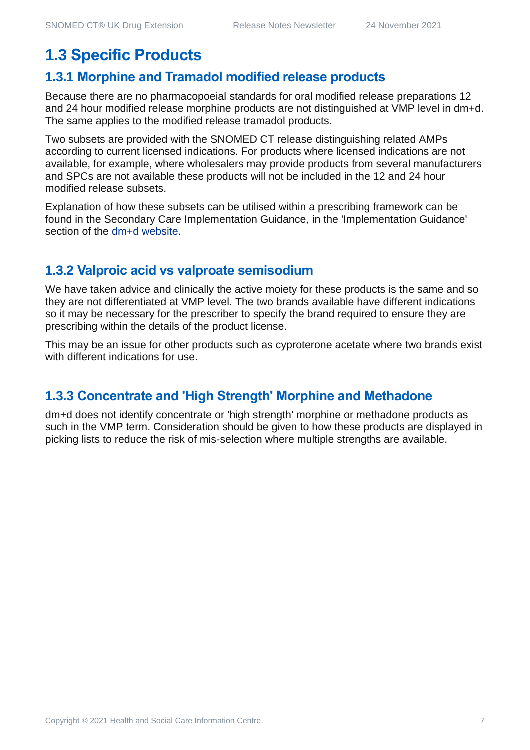## 1.3 Specific Products

### 1.3.1 Morphine and Tramadol modified release products

Because there are no pharmacopoeial standards for oral modified release preparations 12 and 24 hour modified release morphine products are not distinguished at VMP level in dm+d. The same applies to the modified release tramadol products.

Two subsets are provided with the SNOMED CT release distinguishing related AMPs according to current licensed indications. For products where licensed indications are not available, for example, where wholesalers may provide products from several manufacturers and SPCs are not available these products will not be included in the 12 and 24 hour modified release subsets.

Explanation of how these subsets can be utilised within a prescribing framework can be found in the Secondary Care Implementation Guidance, in the 'Implementation Guidance' section of the dm+d website.

### 1.3.2 Valproic acid vs valproate semisodium

We have taken advice and clinically the active moiety for these products is the same and so they are not differentiated at VMP level. The two brands available have different indications so it may be necessary for the prescriber to specify the brand required to ensure they are prescribing within the details of the product license.

This may be an issue for other products such as cyproterone acetate where two brands exist with different indications for use.

### 1.3.3 Concentrate and 'High Strength' Morphine and Methadone

dm+d does not identify concentrate or 'high strength' morphine or methadone products as such in the VMP term. Consideration should be given to how these products are displayed in picking lists to reduce the risk of mis-selection where multiple strengths are available.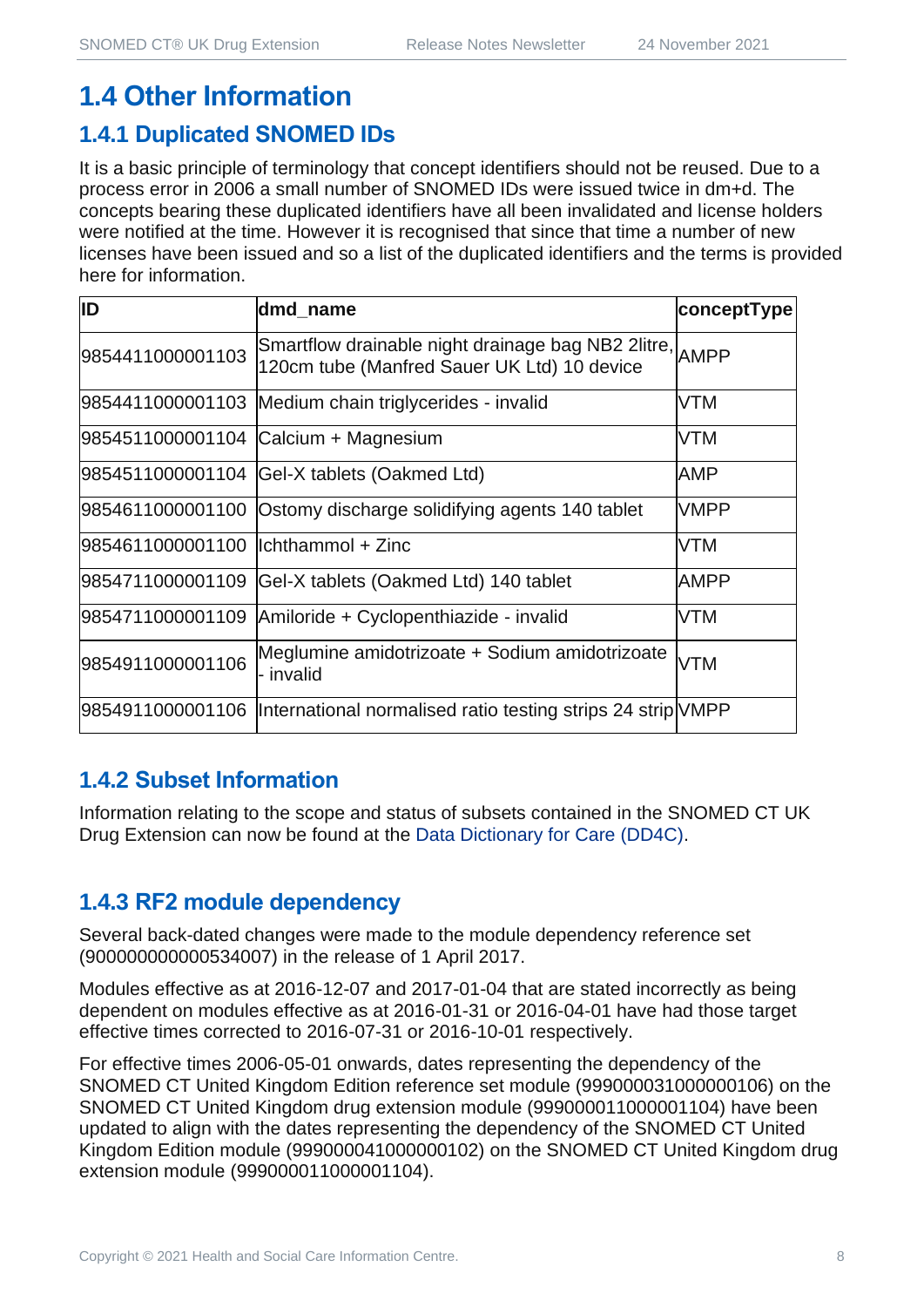## 1.4 Other Information

### 1.4.1 Duplicated SNOMED IDs

It is a basic principle of terminology that concept identifiers should not be reused. Due to a process error in 2006 a small number of SNOMED IDs were issued twice in dm+d. The concepts bearing these duplicated identifiers have all been invalidated and license holders were notified at the time. However it is recognised that since that time a number of new licenses have been issued and so a list of the duplicated identifiers and the terms is provided here for information.

| ID | dmd_name | conceptType |
|---|---|---|
| 9854411000001103 | Smartflow drainable night drainage bag NB2 2litre, 120cm tube (Manfred Sauer UK Ltd) 10 device | AMPP |
| 9854411000001103 | Medium chain triglycerides - invalid | VTM |
| 9854511000001104 | Calcium + Magnesium | VTM |
| 9854511000001104 | Gel-X tablets (Oakmed Ltd) | AMP |
| 9854611000001100 | Ostomy discharge solidifying agents 140 tablet | VMPP |
| 9854611000001100 | Ichthammol + Zinc | VTM |
| 9854711000001109 | Gel-X tablets (Oakmed Ltd) 140 tablet | AMPP |
| 9854711000001109 | Amiloride + Cyclopenthiazide - invalid | VTM |
| 9854911000001106 | Meglumine amidotrizoate + Sodium amidotrizoate - invalid | VTM |
| 9854911000001106 | International normalised ratio testing strips 24 strip | VMPP |

### 1.4.2 Subset Information

Information relating to the scope and status of subsets contained in the SNOMED CT UK Drug Extension can now be found at the Data Dictionary for Care (DD4C).

### 1.4.3 RF2 module dependency

Several back-dated changes were made to the module dependency reference set (900000000000534007) in the release of 1 April 2017.

Modules effective as at 2016-12-07 and 2017-01-04 that are stated incorrectly as being dependent on modules effective as at 2016-01-31 or 2016-04-01 have had those target effective times corrected to 2016-07-31 or 2016-10-01 respectively.

For effective times 2006-05-01 onwards, dates representing the dependency of the SNOMED CT United Kingdom Edition reference set module (999000031000000106) on the SNOMED CT United Kingdom drug extension module (999000011000001104) have been updated to align with the dates representing the dependency of the SNOMED CT United Kingdom Edition module (999000041000000102) on the SNOMED CT United Kingdom drug extension module (999000011000001104).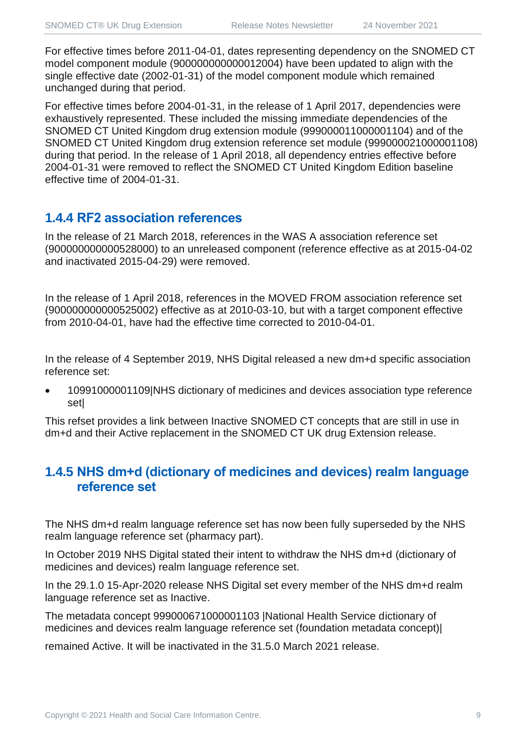For effective times before 2011-04-01, dates representing dependency on the SNOMED CT model component module (900000000000012004) have been updated to align with the single effective date (2002-01-31) of the model component module which remained unchanged during that period.

For effective times before 2004-01-31, in the release of 1 April 2017, dependencies were exhaustively represented. These included the missing immediate dependencies of the SNOMED CT United Kingdom drug extension module (999000011000001104) and of the SNOMED CT United Kingdom drug extension reference set module (999000021000001108) during that period. In the release of 1 April 2018, all dependency entries effective before 2004-01-31 were removed to reflect the SNOMED CT United Kingdom Edition baseline effective time of 2004-01-31.

### 1.4.4 RF2 association references

In the release of 21 March 2018, references in the WAS A association reference set (900000000000528000) to an unreleased component (reference effective as at 2015-04-02 and inactivated 2015-04-29) were removed.

In the release of 1 April 2018, references in the MOVED FROM association reference set (900000000000525002) effective as at 2010-03-10, but with a target component effective from 2010-04-01, have had the effective time corrected to 2010-04-01.

In the release of 4 September 2019, NHS Digital released a new dm+d specific association reference set:

- 10991000001109|NHS dictionary of medicines and devices association type reference set|

This refset provides a link between Inactive SNOMED CT concepts that are still in use in dm+d and their Active replacement in the SNOMED CT UK drug Extension release.

### 1.4.5 NHS dm+d (dictionary of medicines and devices) realm language reference set

The NHS dm+d realm language reference set has now been fully superseded by the NHS realm language reference set (pharmacy part).

In October 2019 NHS Digital stated their intent to withdraw the NHS dm+d (dictionary of medicines and devices) realm language reference set.

In the 29.1.0 15-Apr-2020 release NHS Digital set every member of the NHS dm+d realm language reference set as Inactive.

The metadata concept 999000671000001103 |National Health Service dictionary of medicines and devices realm language reference set (foundation metadata concept)|

remained Active. It will be inactivated in the 31.5.0 March 2021 release.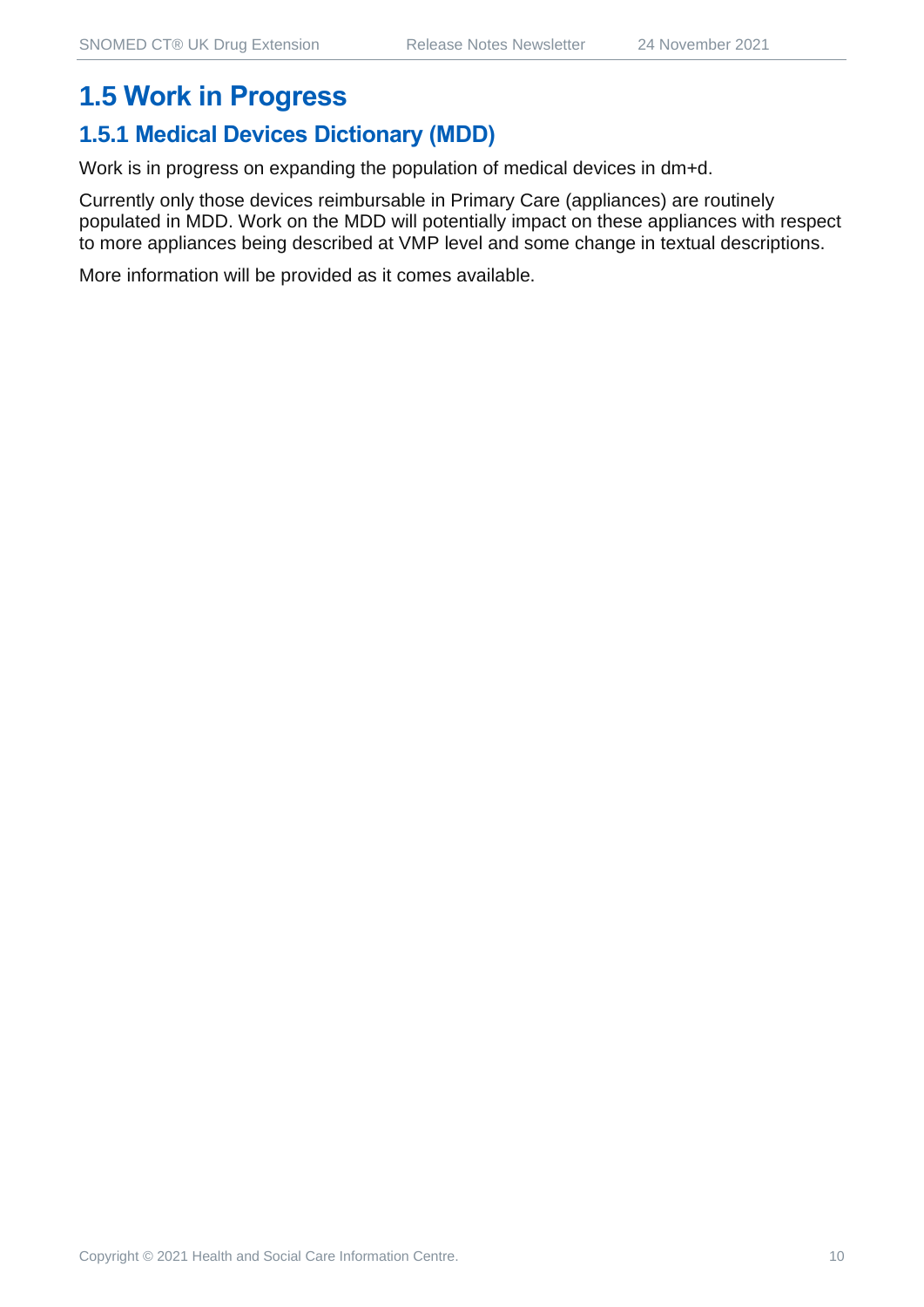## 1.5 Work in Progress

### 1.5.1 Medical Devices Dictionary (MDD)

Work is in progress on expanding the population of medical devices in dm+d.

Currently only those devices reimbursable in Primary Care (appliances) are routinely populated in MDD. Work on the MDD will potentially impact on these appliances with respect to more appliances being described at VMP level and some change in textual descriptions.

More information will be provided as it comes available.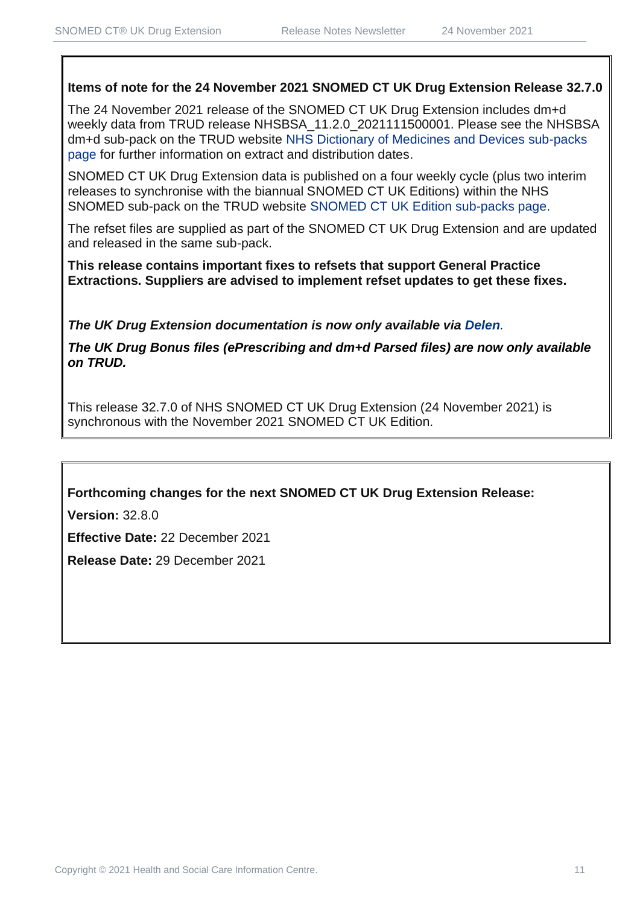**Items of note for the 24 November 2021 SNOMED CT UK Drug Extension Release 32.7.0**

The 24 November 2021 release of the SNOMED CT UK Drug Extension includes dm+d weekly data from TRUD release NHSBSA_11.2.0_20211115000001. Please see the NHSBSA dm+d sub-pack on the TRUD website NHS Dictionary of Medicines and Devices sub-packs page for further information on extract and distribution dates.

SNOMED CT UK Drug Extension data is published on a four weekly cycle (plus two interim releases to synchronise with the biannual SNOMED CT UK Editions) within the NHS SNOMED sub-pack on the TRUD website SNOMED CT UK Edition sub-packs page.

The refset files are supplied as part of the SNOMED CT UK Drug Extension and are updated and released in the same sub-pack.

**This release contains important fixes to refsets that support General Practice Extractions. Suppliers are advised to implement refset updates to get these fixes.**

***The UK Drug Extension documentation is now only available via Delen.***

***The UK Drug Bonus files (ePrescribing and dm+d Parsed files) are now only available on TRUD.***

This release 32.7.0 of NHS SNOMED CT UK Drug Extension (24 November 2021) is synchronous with the November 2021 SNOMED CT UK Edition.

**Forthcoming changes for the next SNOMED CT UK Drug Extension Release:**

**Version:** 32.8.0

**Effective Date:** 22 December 2021

**Release Date:** 29 December 2021